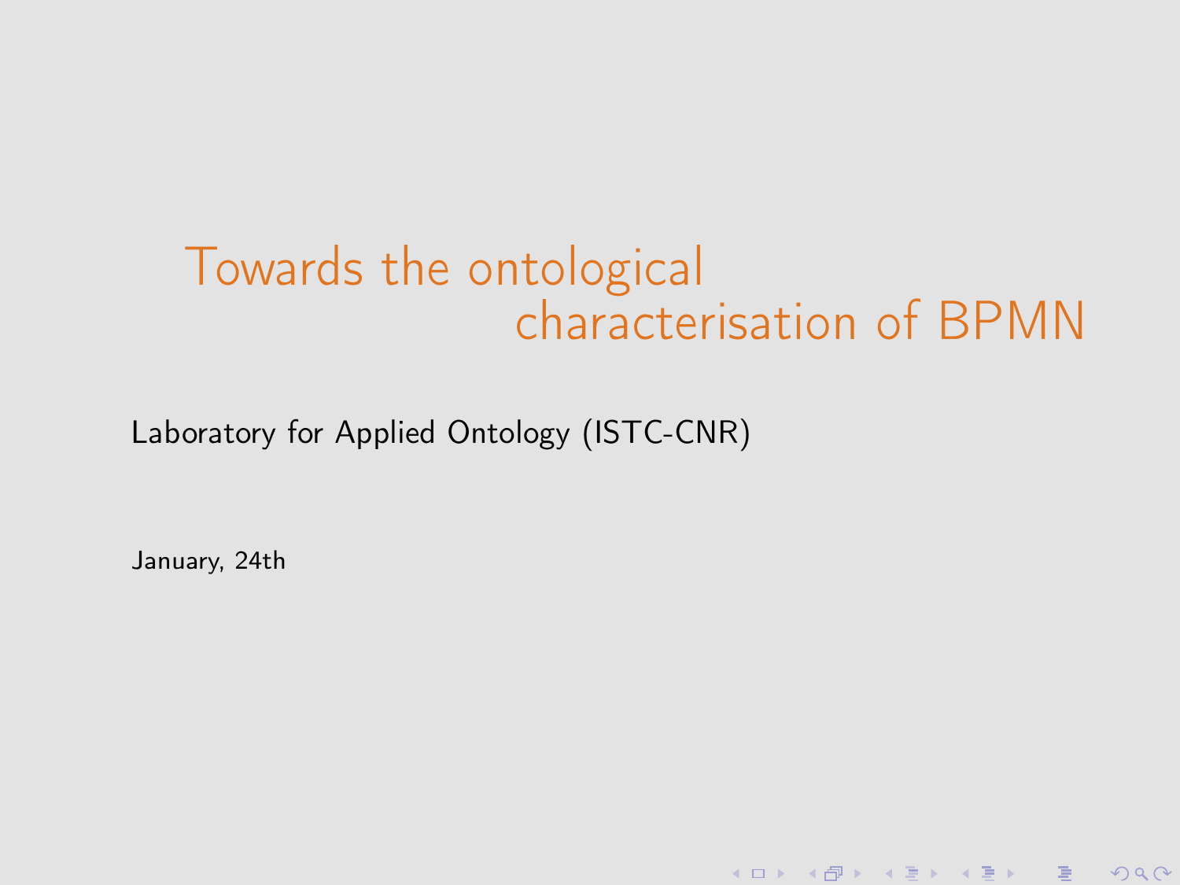# Towards the ontological characterisation of BPMN

Laboratory for Applied Ontology (ISTC-CNR)

January, 24th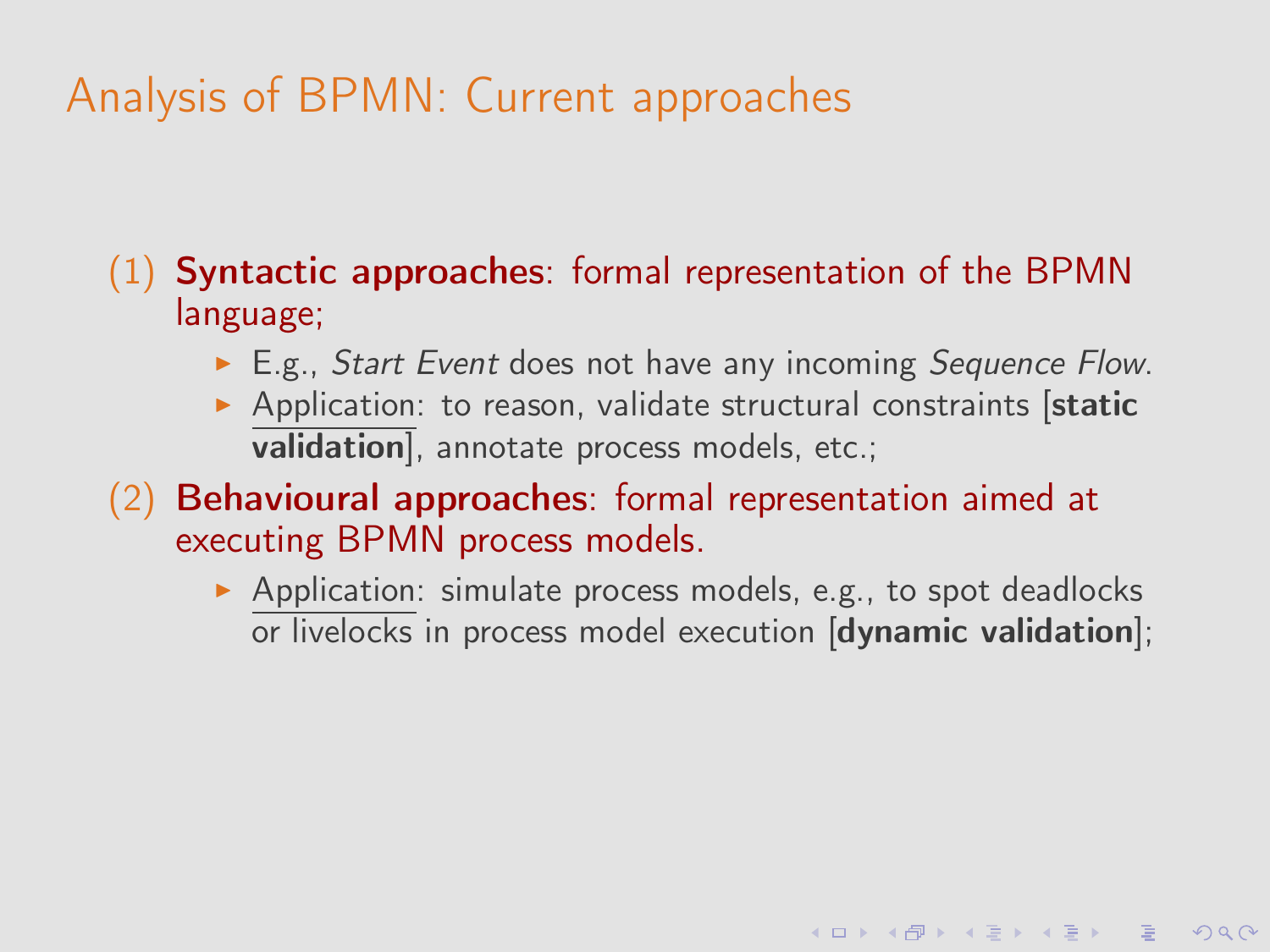# Analysis of BPMN: Current approaches

(1) **Syntactic approaches**: formal representation of the BPMN language;

- E.g., *Start Event* does not have any incoming *Sequence Flow*.
- Application: to reason, validate structural constraints [**static validation**], annotate process models, etc.;

(2) **Behavioural approaches**: formal representation aimed at executing BPMN process models.

- Application: simulate process models, e.g., to spot deadlocks or livelocks in process model execution [**dynamic validation**];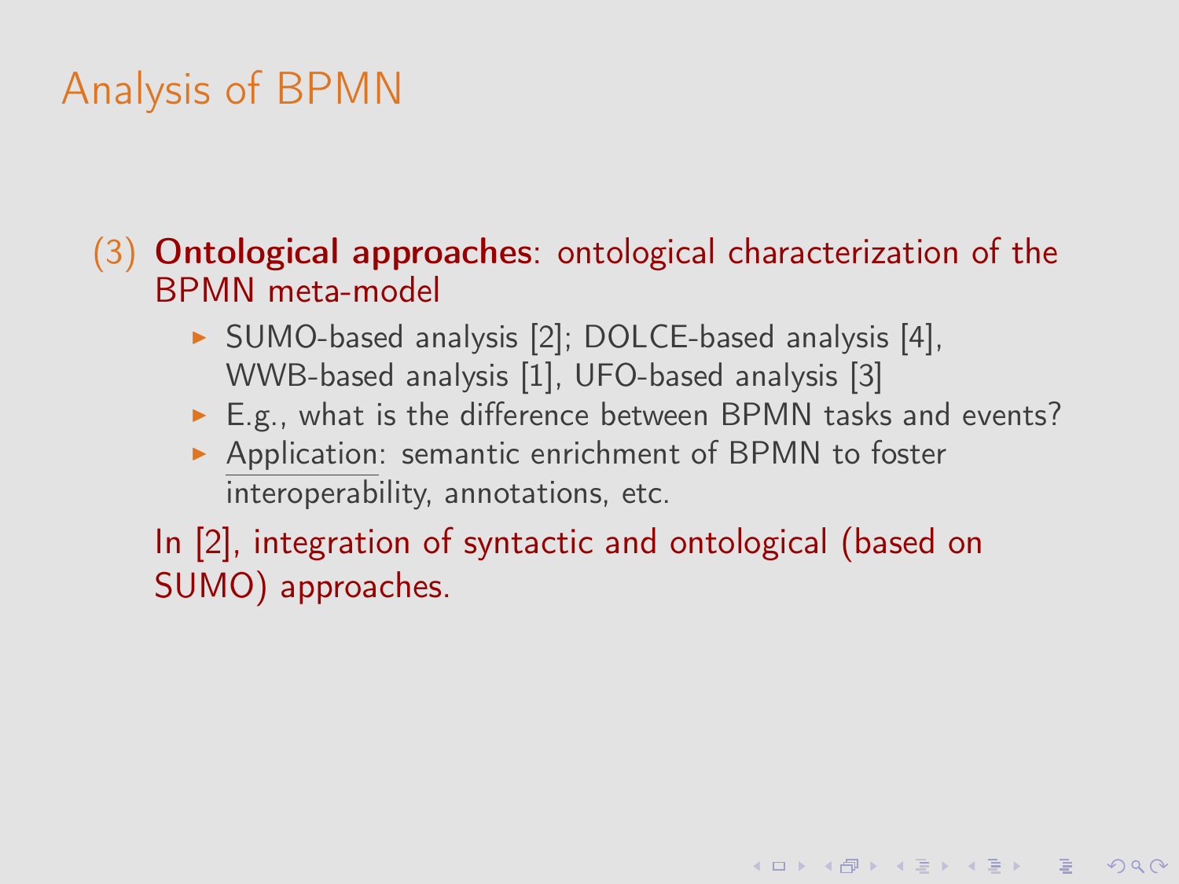# Analysis of BPMN

(3) **Ontological approaches**: ontological characterization of the BPMN meta-model

- SUMO-based analysis [2]; DOLCE-based analysis [4], WWB-based analysis [1], UFO-based analysis [3]
- E.g., what is the difference between BPMN tasks and events?
- Application: semantic enrichment of BPMN to foster interoperability, annotations, etc.

In [2], integration of syntactic and ontological (based on SUMO) approaches.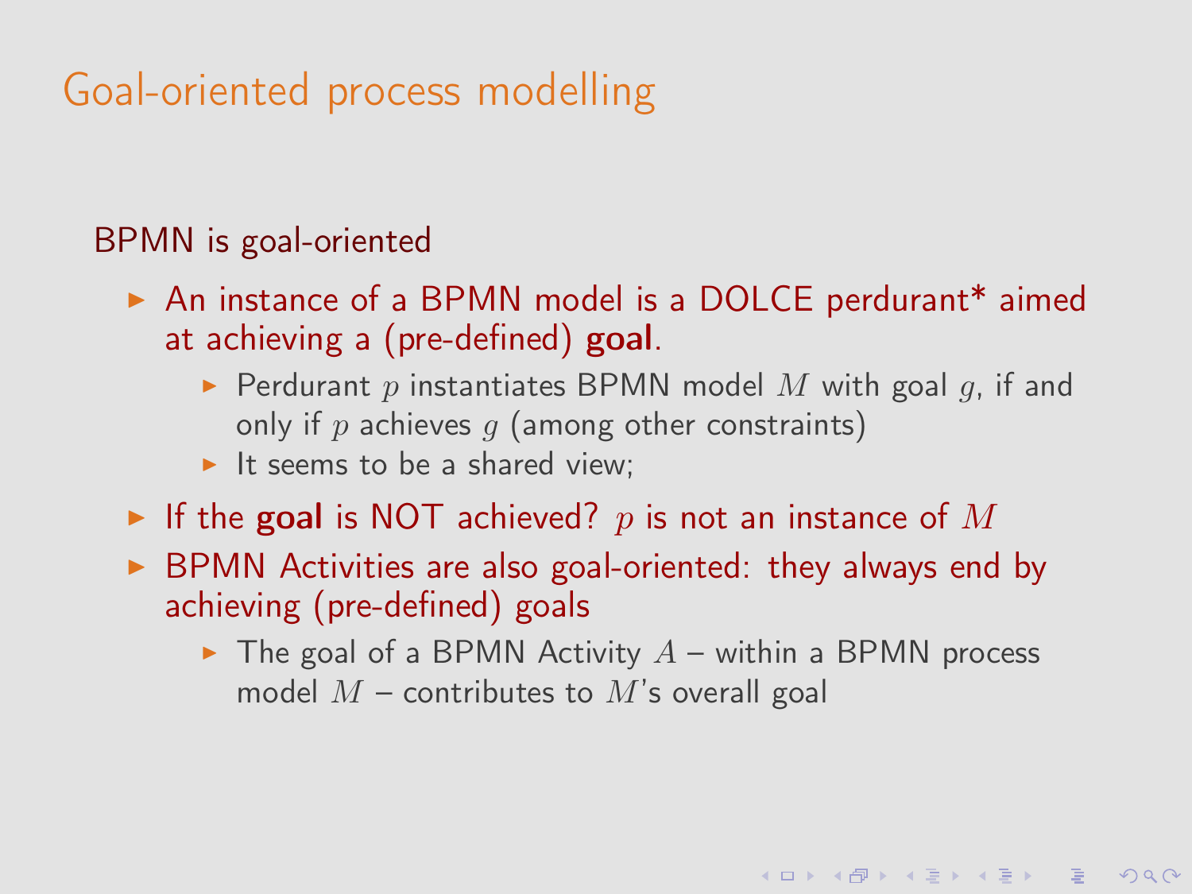# Goal-oriented process modelling

BPMN is goal-oriented

- An instance of a BPMN model is a DOLCE perdurant* aimed at achieving a (pre-defined) **goal**.
  - Perdurant $p$ instantiates BPMN model $M$ with goal $g$, if and only if $p$ achieves $g$ (among other constraints)
  - It seems to be a shared view;
- If the **goal** is NOT achieved? $p$ is not an instance of $M$
- BPMN Activities are also goal-oriented: they always end by achieving (pre-defined) goals
  - The goal of a BPMN Activity $A$ – within a BPMN process model $M$ – contributes to $M$'s overall goal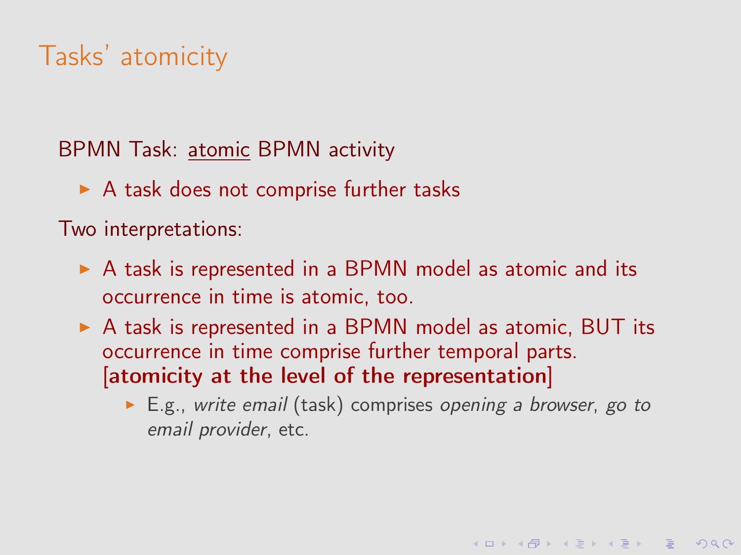# Tasks' atomicity

BPMN Task: <u>atomic</u> BPMN activity

- A task does not comprise further tasks

Two interpretations:

- A task is represented in a BPMN model as atomic and its occurrence in time is atomic, too.
- A task is represented in a BPMN model as atomic, BUT its occurrence in time comprise further temporal parts. **[atomicity at the level of the representation]**
  - E.g., *write email* (task) comprises *opening a browser*, *go to email provider*, etc.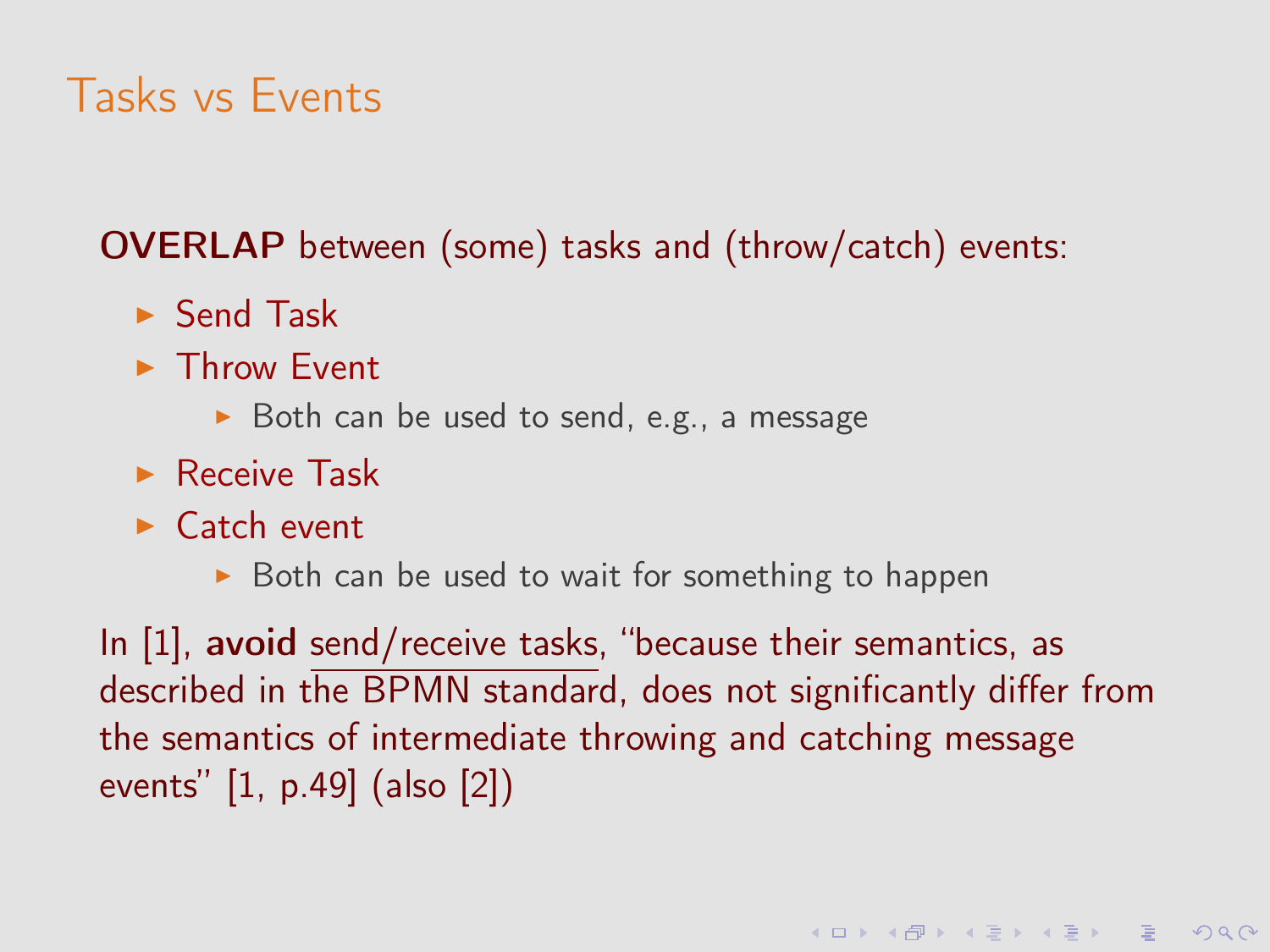# Tasks vs Events

**OVERLAP** between (some) tasks and (throw/catch) events:

- Send Task
- Throw Event
  - Both can be used to send, e.g., a message
- Receive Task
- Catch event
  - Both can be used to wait for something to happen

In [1], **avoid** send/receive tasks, "because their semantics, as described in the BPMN standard, does not significantly differ from the semantics of intermediate throwing and catching message events" [1, p.49] (also [2])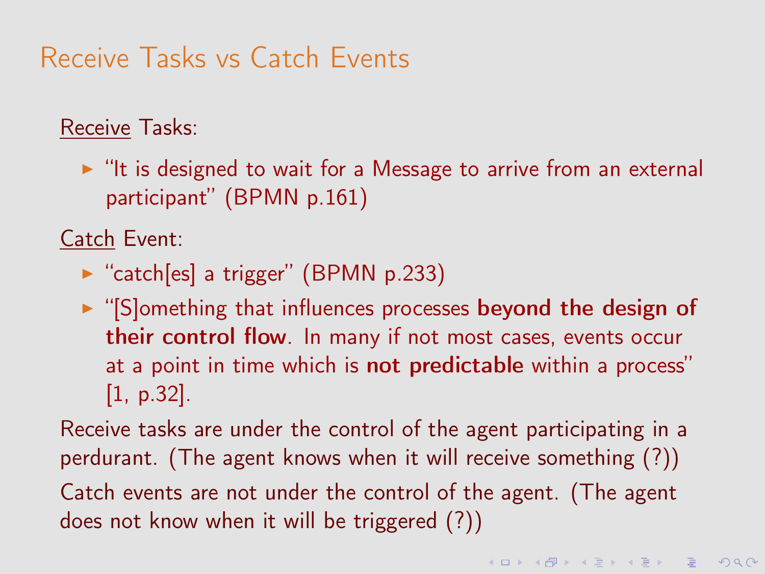# Receive Tasks vs Catch Events

Receive Tasks:

- "It is designed to wait for a Message to arrive from an external participant" (BPMN p.161)

Catch Event:

- "catch[es] a trigger" (BPMN p.233)
- "[S]omething that influences processes **beyond the design of their control flow**. In many if not most cases, events occur at a point in time which is **not predictable** within a process" [1, p.32].

Receive tasks are under the control of the agent participating in a perdurant. (The agent knows when it will receive something (?))

Catch events are not under the control of the agent. (The agent does not know when it will be triggered (?))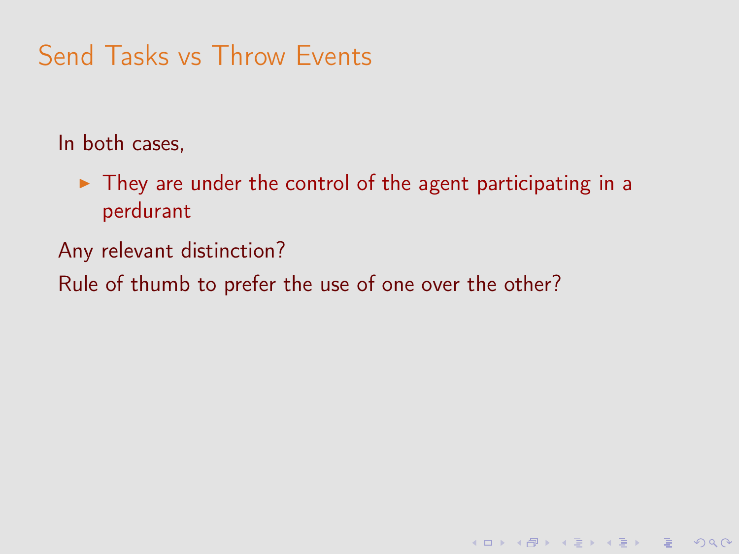# Send Tasks vs Throw Events

In both cases,

- They are under the control of the agent participating in a perdurant

Any relevant distinction?

Rule of thumb to prefer the use of one over the other?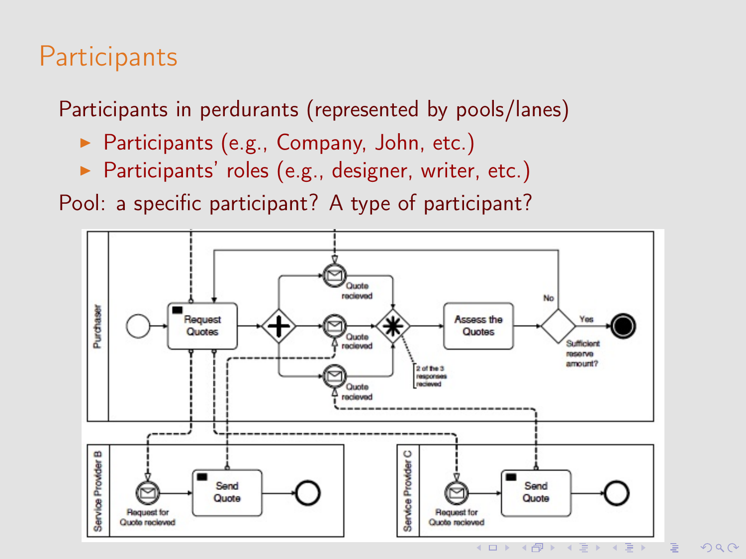# Participants

Participants in perdurants (represented by pools/lanes)

- Participants (e.g., Company, John, etc.)
- Participants' roles (e.g., designer, writer, etc.)

Pool: a specific participant? A type of participant?

Purchaser

Request Quotes

Quote recieved

Quote recieved

Quote recieved

2 of the 3 responses recieved

Assess the Quotes

No

Yes

Sufficient reserve amount?

Service Provider B

Request for Quote recieved

Send Quote

Service Provider C

Request for Quote recieved

Send Quote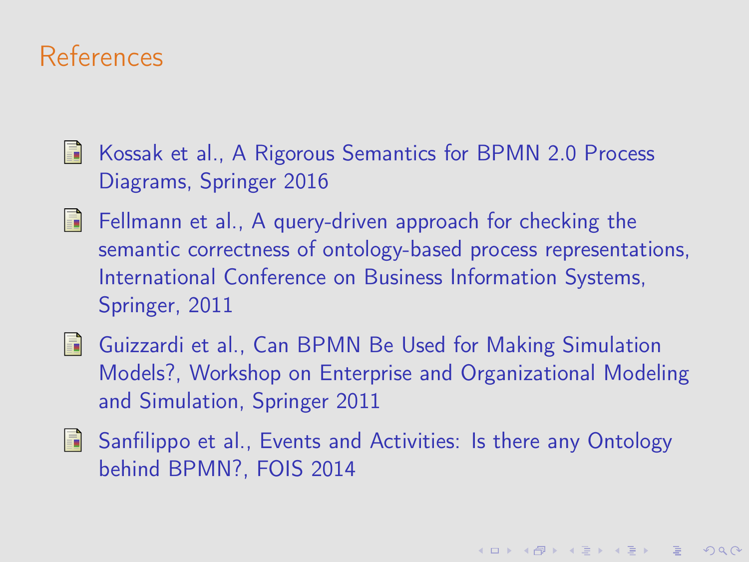# References

- Kossak et al., A Rigorous Semantics for BPMN 2.0 Process Diagrams, Springer 2016
- Fellmann et al., A query-driven approach for checking the semantic correctness of ontology-based process representations, International Conference on Business Information Systems, Springer, 2011
- Guizzardi et al., Can BPMN Be Used for Making Simulation Models?, Workshop on Enterprise and Organizational Modeling and Simulation, Springer 2011
- Sanfilippo et al., Events and Activities: Is there any Ontology behind BPMN?, FOIS 2014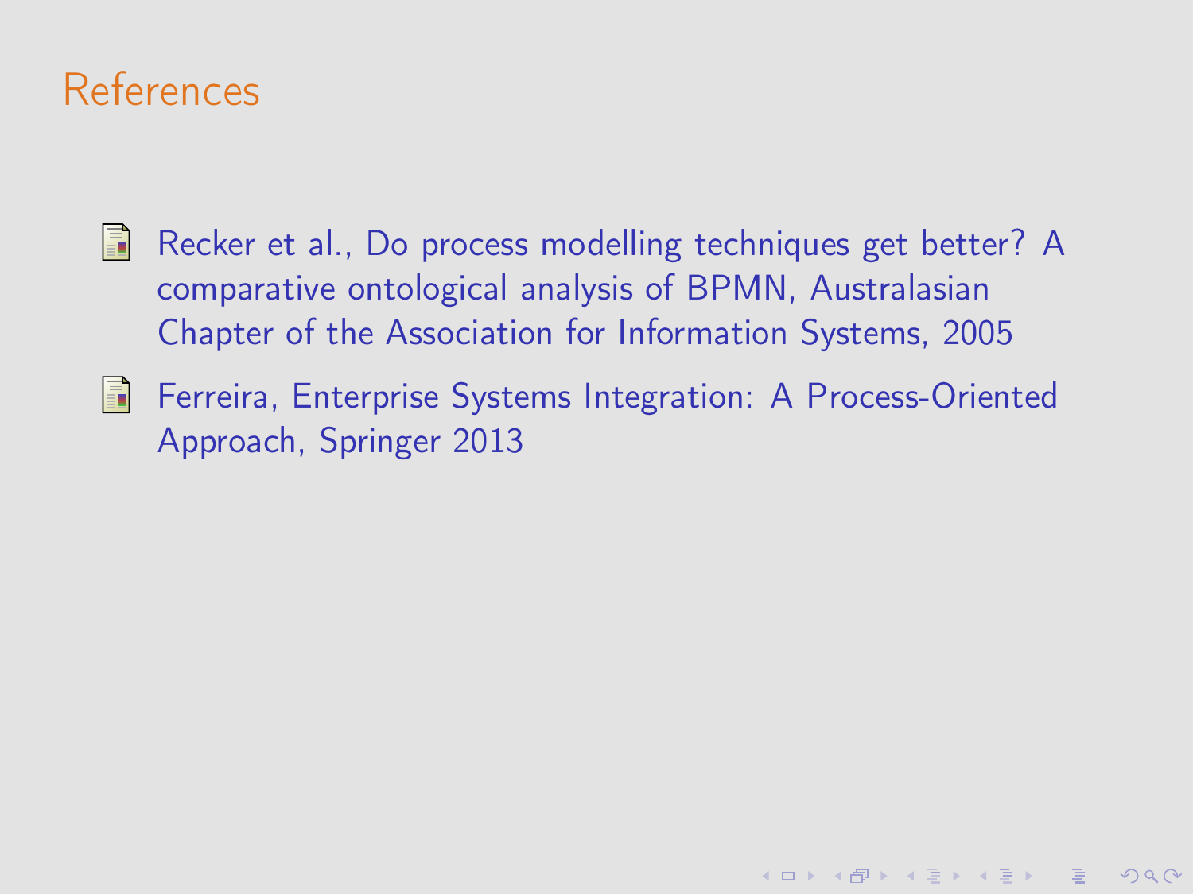# References

- Recker et al., Do process modelling techniques get better? A comparative ontological analysis of BPMN, Australasian Chapter of the Association for Information Systems, 2005
- Ferreira, Enterprise Systems Integration: A Process-Oriented Approach, Springer 2013